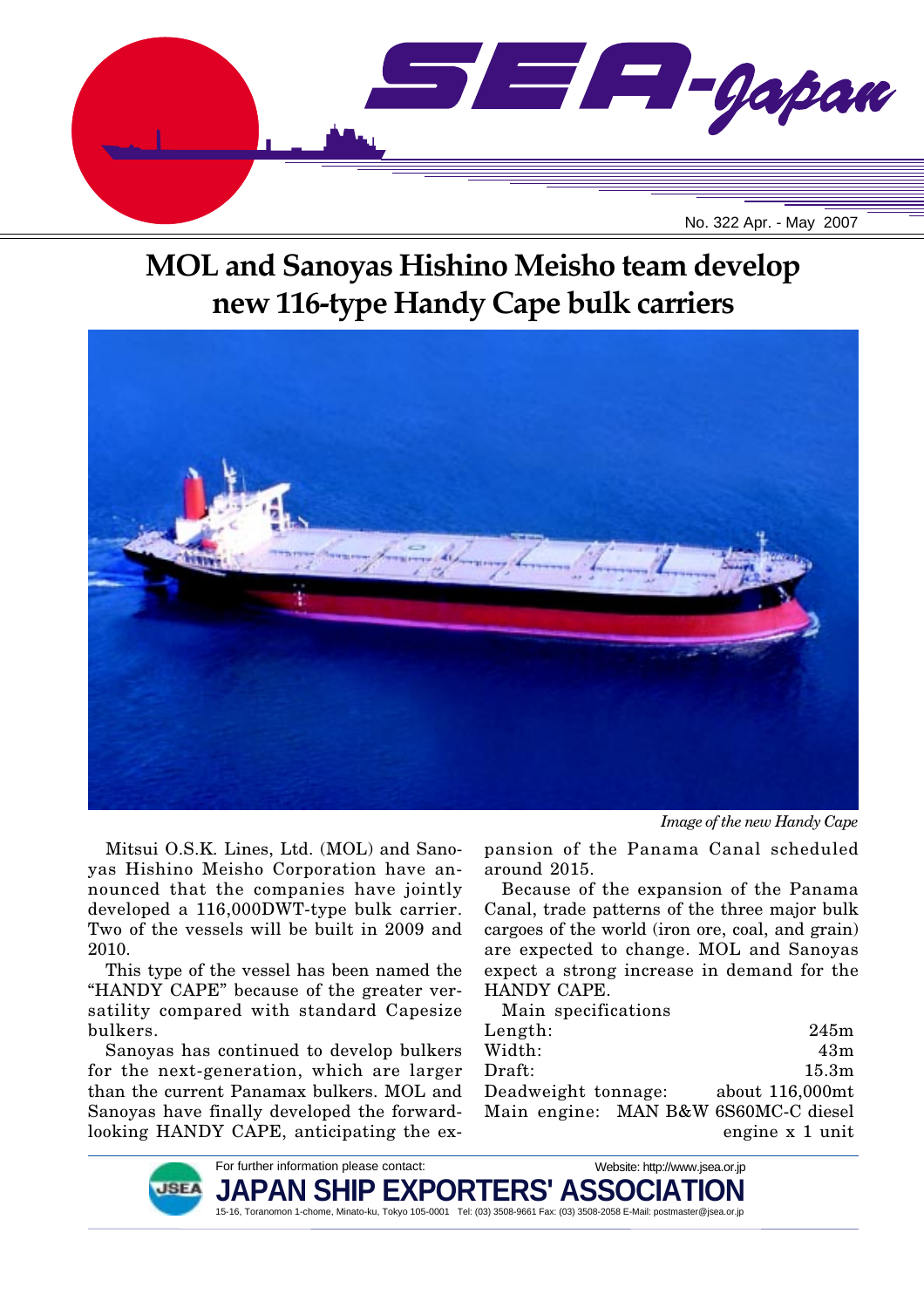# MOL and Sanoyas Hishino Meisho team develop new 116-type Handy Cape bulk carriers

*Image of the new Handy Cape*

Mitsui O.S.K. Lines, Ltd. (MOL) and Sanoyas Hishino Meisho Corporation have announced that the companies have jointly developed a 116,000DWT-type bulk carrier. Two of the vessels will be built in 2009 and 2010.

This type of the vessel has been named the "HANDY CAPE" because of the greater versatility compared with standard Capesize bulkers.

Sanoyas has continued to develop bulkers for the next-generation, which are larger than the current Panamax bulkers. MOL and Sanoyas have finally developed the forward-looking HANDY CAPE, anticipating the expansion of the Panama Canal scheduled around 2015.

Because of the expansion of the Panama Canal, trade patterns of the three major bulk cargoes of the world (iron ore, coal, and grain) are expected to change. MOL and Sanoyas expect a strong increase in demand for the HANDY CAPE.

Main specifications

| | |
|---|---|
| Length: | 245m |
| Width: | 43m |
| Draft: | 15.3m |
| Deadweight tonnage: | about 116,000mt |
| Main engine: | MAN B&W 6S60MC-C diesel engine x 1 unit |

For further information please contact:

**JAPAN SHIP EXPORTERS' ASSOCIATION**

Website: http://www.jsea.or.jp

15-16, Toranomon 1-chome, Minato-ku, Tokyo 105-0001 Tel: (03) 3508-9661 Fax: (03) 3508-2058 E-Mail: postmaster@jsea.or.jp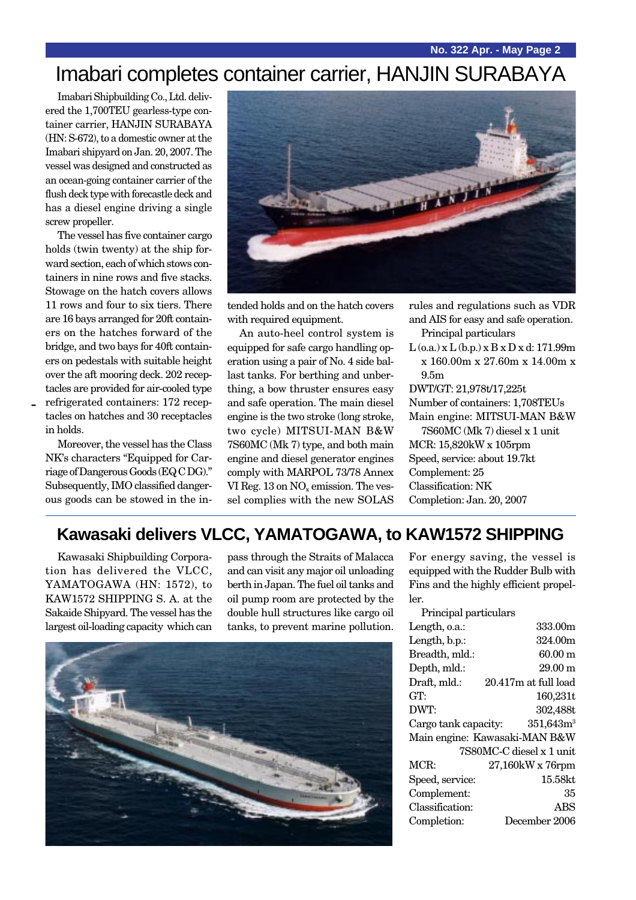# Imabari completes container carrier, HANJIN SURABAYA

Imabari Shipbuilding Co., Ltd. delivered the 1,700TEU gearless-type container carrier, HANJIN SURABAYA (HN: S-672), to a domestic owner at the Imabari shipyard on Jan. 20, 2007. The vessel was designed and constructed as an ocean-going container carrier of the flush deck type with forecastle deck and has a diesel engine driving a single screw propeller.

The vessel has five container cargo holds (twin twenty) at the ship forward section, each of which stows containers in nine rows and five stacks. Stowage on the hatch covers allows 11 rows and four to six tiers. There are 16 bays arranged for 20ft containers on the hatches forward of the bridge, and two bays for 40ft containers on pedestals with suitable height over the aft mooring deck. 202 receptacles are provided for air-cooled type refrigerated containers: 172 receptacles on hatches and 30 receptacles in holds.

Moreover, the vessel has the Class NK's characters "Equipped for Carriage of Dangerous Goods (EQ C DG)." Subsequently, IMO classified dangerous goods can be stowed in the intended holds and on the hatch covers with required equipment.

An auto-heel control system is equipped for safe cargo handling operation using a pair of No. 4 side ballast tanks. For berthing and unberthing, a bow thruster ensures easy and safe operation. The main diesel engine is the two stroke (long stroke, two cycle) MITSUI-MAN B&W 7S60MC (Mk 7) type, and both main engine and diesel generator engines comply with MARPOL 73/78 Annex VI Reg. 13 on $NO_x$ emission. The vessel complies with the new SOLAS rules and regulations such as VDR and AIS for easy and safe operation.

Principal particulars

L (o.a.) x L (b.p.) x B x D x d: 171.99m x 160.00m x 27.60m x 14.00m x 9.5m
DWT/GT: 21,978t/17,225t
Number of containers: 1,708TEUs
Main engine: MITSUI-MAN B&W 7S60MC (Mk 7) diesel x 1 unit
MCR: 15,820kW x 105rpm
Speed, service: about 19.7kt
Complement: 25
Classification: NK
Completion: Jan. 20, 2007

# Kawasaki delivers VLCC, YAMATOGAWA, to KAW1572 SHIPPING

Kawasaki Shipbuilding Corporation has delivered the VLCC, YAMATOGAWA (HN: 1572), to KAW1572 SHIPPING S. A. at the Sakaide Shipyard. The vessel has the largest oil-loading capacity which can pass through the Straits of Malacca and can visit any major oil unloading berth in Japan. The fuel oil tanks and oil pump room are protected by the double hull structures like cargo oil tanks, to prevent marine pollution. For energy saving, the vessel is equipped with the Rudder Bulb with Fins and the highly efficient propeller.

Principal particulars

| | |
|---|---|
| Length, o.a.: | 333.00m |
| Length, b.p.: | 324.00m |
| Breadth, mld.: | 60.00 m |
| Depth, mld.: | 29.00 m |
| Draft, mld.: | 20.417m at full load |
| GT: | 160,231t |
| DWT: | 302,488t |
| Cargo tank capacity: | 351,643m$^3$ |
| Main engine: | Kawasaki-MAN B&W 7S80MC-C diesel x 1 unit |
| MCR: | 27,160kW x 76rpm |
| Speed, service: | 15.58kt |
| Complement: | 35 |
| Classification: | ABS |
| Completion: | December 2006 |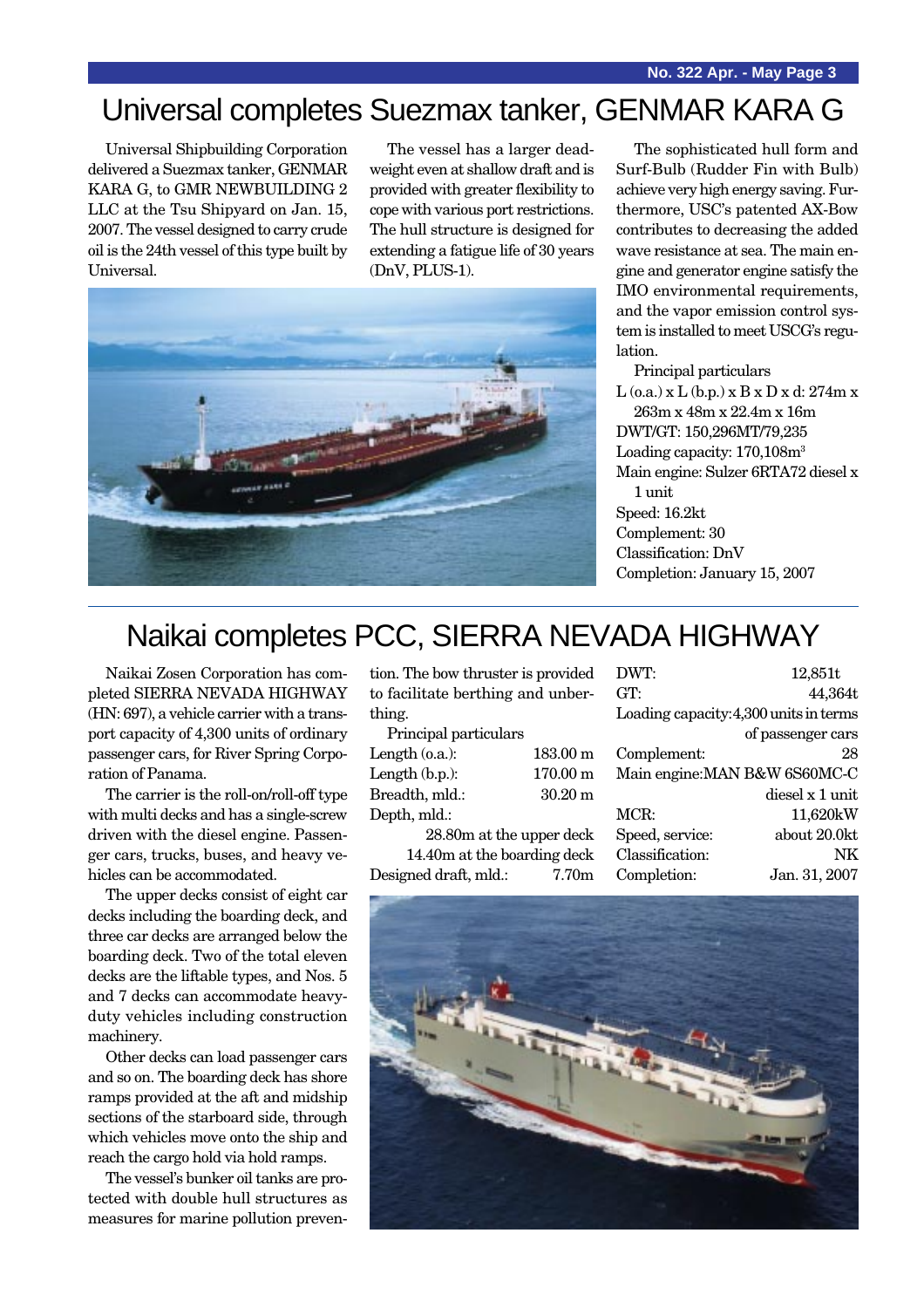# Universal completes Suezmax tanker, GENMAR KARA G

Universal Shipbuilding Corporation delivered a Suezmax tanker, GENMAR KARA G, to GMR NEWBUILDING 2 LLC at the Tsu Shipyard on Jan. 15, 2007. The vessel designed to carry crude oil is the 24th vessel of this type built by Universal.

The vessel has a larger deadweight even at shallow draft and is provided with greater flexibility to cope with various port restrictions. The hull structure is designed for extending a fatigue life of 30 years (DnV, PLUS-1).

The sophisticated hull form and Surf-Bulb (Rudder Fin with Bulb) achieve very high energy saving. Furthermore, USC's patented AX-Bow contributes to decreasing the added wave resistance at sea. The main engine and generator engine satisfy the IMO environmental requirements, and the vapor emission control system is installed to meet USCG's regulation.

Principal particulars

L (o.a.) x L (b.p.) x B x D x d: 274m x 263m x 48m x 22.4m x 16m
DWT/GT: 150,296MT/79,235
Loading capacity: 170,108m$^3$
Main engine: Sulzer 6RTA72 diesel x 1 unit
Speed: 16.2kt
Complement: 30
Classification: DnV
Completion: January 15, 2007

# Naikai completes PCC, SIERRA NEVADA HIGHWAY

Naikai Zosen Corporation has completed SIERRA NEVADA HIGHWAY (HN: 697), a vehicle carrier with a transport capacity of 4,300 units of ordinary passenger cars, for River Spring Corporation of Panama.

The carrier is the roll-on/roll-off type with multi decks and has a single-screw driven with the diesel engine. Passenger cars, trucks, buses, and heavy vehicles can be accommodated.

The upper decks consist of eight car decks including the boarding deck, and three car decks are arranged below the boarding deck. Two of the total eleven decks are the liftable types, and Nos. 5 and 7 decks can accommodate heavy-duty vehicles including construction machinery.

Other decks can load passenger cars and so on. The boarding deck has shore ramps provided at the aft and midship sections of the starboard side, through which vehicles move onto the ship and reach the cargo hold via hold ramps.

The vessel's bunker oil tanks are protected with double hull structures as measures for marine pollution prevention. The bow thruster is provided to facilitate berthing and unberthing.

Principal particulars

| | |
|---|---|
| Length (o.a.): | 183.00 m |
| Length (b.p.): | 170.00 m |
| Breadth, mld.: | 30.20 m |
| Depth, mld.: | 28.80m at the upper deck |
| | 14.40m at the boarding deck |
| Designed draft, mld.: | 7.70m |
| DWT: | 12,851t |
| GT: | 44,364t |
| Loading capacity: | 4,300 units in terms of passenger cars |
| Complement: | 28 |
| Main engine: | MAN B&W 6S60MC-C diesel x 1 unit |
| MCR: | 11,620kW |
| Speed, service: | about 20.0kt |
| Classification: | NK |
| Completion: | Jan. 31, 2007 |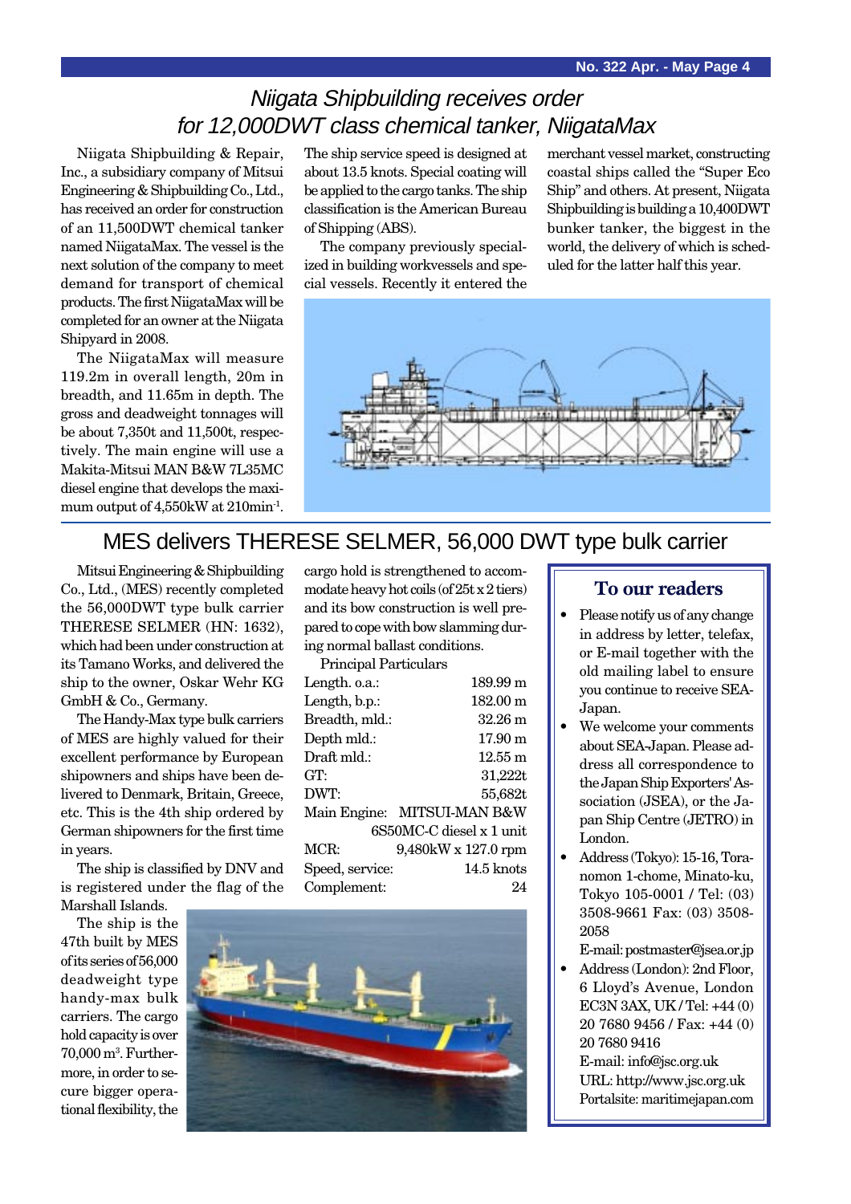## *Niigata Shipbuilding receives order for 12,000DWT class chemical tanker, NiigataMax*

Niigata Shipbuilding & Repair, Inc., a subsidiary company of Mitsui Engineering & Shipbuilding Co., Ltd., has received an order for construction of an 11,500DWT chemical tanker named NiigataMax. The vessel is the next solution of the company to meet demand for transport of chemical products. The first NiigataMax will be completed for an owner at the Niigata Shipyard in 2008.

The NiigataMax will measure 119.2m in overall length, 20m in breadth, and 11.65m in depth. The gross and deadweight tonnages will be about 7,350t and 11,500t, respectively. The main engine will use a Makita-Mitsui MAN B&W 7L35MC diesel engine that develops the maximum output of 4,550kW at 210min$^{-1}$. The ship service speed is designed at about 13.5 knots. Special coating will be applied to the cargo tanks. The ship classification is the American Bureau of Shipping (ABS).

The company previously specialized in building workvessels and special vessels. Recently it entered the merchant vessel market, constructing coastal ships called the "Super Eco Ship" and others. At present, Niigata Shipbuilding is building a 10,400DWT bunker tanker, the biggest in the world, the delivery of which is scheduled for the latter half this year.

## MES delivers THERESE SELMER, 56,000 DWT type bulk carrier

Mitsui Engineering & Shipbuilding Co., Ltd., (MES) recently completed the 56,000DWT type bulk carrier THERESE SELMER (HN: 1632), which had been under construction at its Tamano Works, and delivered the ship to the owner, Oskar Wehr KG GmbH & Co., Germany.

The Handy-Max type bulk carriers of MES are highly valued for their excellent performance by European shipowners and ships have been delivered to Denmark, Britain, Greece, etc. This is the 4th ship ordered by German shipowners for the first time in years.

The ship is classified by DNV and is registered under the flag of the Marshall Islands.

The ship is the 47th built by MES of its series of 56,000 deadweight type handy-max bulk carriers. The cargo hold capacity is over 70,000 m$^3$. Furthermore, in order to secure bigger operational flexibility, the cargo hold is strengthened to accommodate heavy hot coils (of 25t x 2 tiers) and its bow construction is well prepared to cope with bow slamming during normal ballast conditions.

Principal Particulars

| | |
|---|---|
| Length. o.a.: | 189.99 m |
| Length, b.p.: | 182.00 m |
| Breadth, mld.: | 32.26 m |
| Depth mld.: | 17.90 m |
| Draft mld.: | 12.55 m |
| GT: | 31,222t |
| DWT: | 55,682t |
| Main Engine: | MITSUI-MAN B&W 6S50MC-C diesel x 1 unit |
| MCR: | 9,480kW x 127.0 rpm |
| Speed, service: | 14.5 knots |
| Complement: | 24 |

### To our readers

- Please notify us of any change in address by letter, telefax, or E-mail together with the old mailing label to ensure you continue to receive SEA-Japan.
- We welcome your comments about SEA-Japan. Please address all correspondence to the Japan Ship Exporters' Association (JSEA), or the Japan Ship Centre (JETRO) in London.
- Address (Tokyo): 15-16, Toranomon 1-chome, Minato-ku, Tokyo 105-0001 / Tel: (03) 3508-9661 Fax: (03) 3508-2058
  E-mail: postmaster@jsea.or.jp
- Address (London): 2nd Floor, 6 Lloyd's Avenue, London EC3N 3AX, UK / Tel: +44 (0) 20 7680 9456 / Fax: +44 (0) 20 7680 9416
  E-mail: info@jsc.org.uk
  URL: http://www.jsc.org.uk
  Portalsite: maritimejapan.com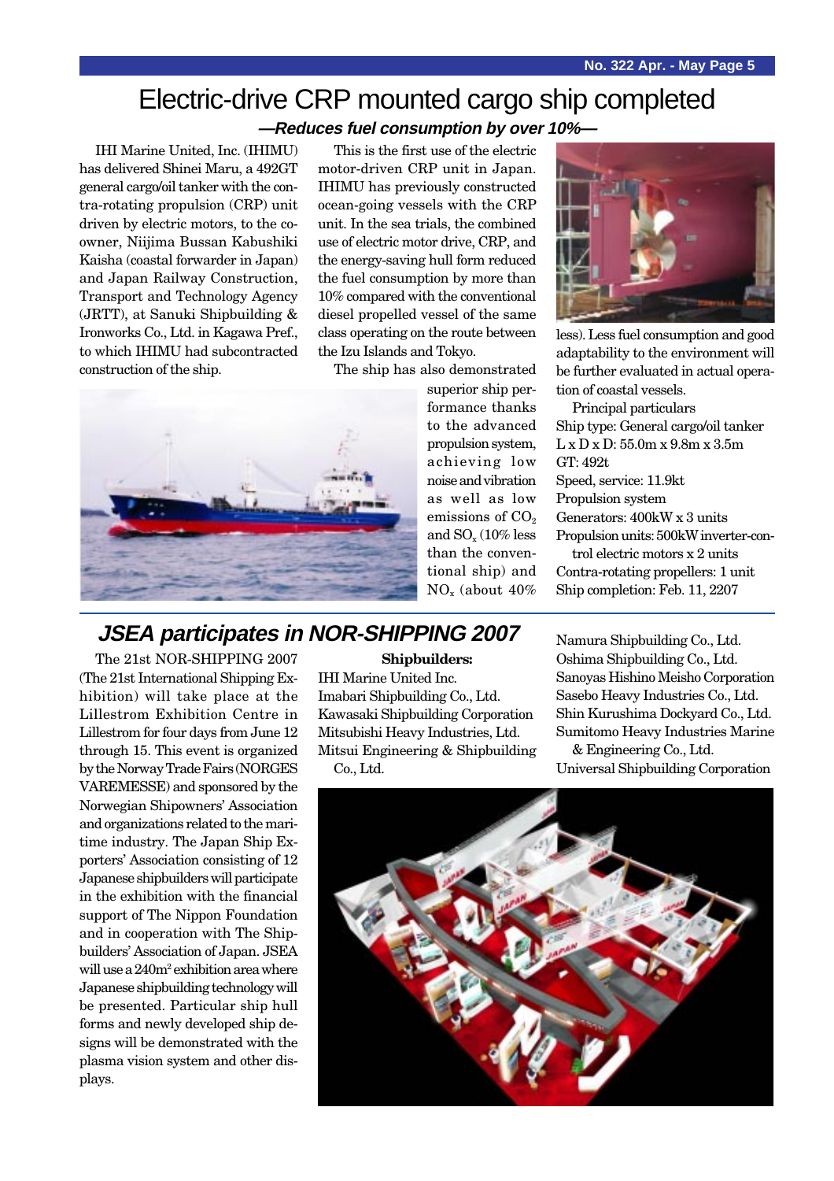# Electric-drive CRP mounted cargo ship completed

***—Reduces fuel consumption by over 10%—***

IHI Marine United, Inc. (IHIMU) has delivered Shinei Maru, a 492GT general cargo/oil tanker with the contra-rotating propulsion (CRP) unit driven by electric motors, to the co-owner, Niijima Bussan Kabushiki Kaisha (coastal forwarder in Japan) and Japan Railway Construction, Transport and Technology Agency (JRTT), at Sanuki Shipbuilding & Ironworks Co., Ltd. in Kagawa Pref., to which IHIMU had subcontracted construction of the ship.

This is the first use of the electric motor-driven CRP unit in Japan. IHIMU has previously constructed ocean-going vessels with the CRP unit. In the sea trials, the combined use of electric motor drive, CRP, and the energy-saving hull form reduced the fuel consumption by more than 10% compared with the conventional diesel propelled vessel of the same class operating on the route between the Izu Islands and Tokyo.

The ship has also demonstrated superior ship performance thanks to the advanced propulsion system, achieving low noise and vibration as well as low emissions of $CO_2$ and $SO_x$ (10% less than the conventional ship) and $NO_x$ (about 40% less). Less fuel consumption and good adaptability to the environment will be further evaluated in actual operation of coastal vessels.

Principal particulars
Ship type: General cargo/oil tanker
L x D x D: 55.0m x 9.8m x 3.5m
GT: 492t
Speed, service: 11.9kt
Propulsion system
Generators: 400kW x 3 units
Propulsion units: 500kW inverter-control electric motors x 2 units
Contra-rotating propellers: 1 unit
Ship completion: Feb. 11, 2207

## *JSEA participates in NOR-SHIPPING 2007*

The 21st NOR-SHIPPING 2007 (The 21st International Shipping Exhibition) will take place at the Lillestrom Exhibition Centre in Lillestrom for four days from June 12 through 15. This event is organized by the Norway Trade Fairs (NORGES VAREMESSE) and sponsored by the Norwegian Shipowners' Association and organizations related to the maritime industry. The Japan Ship Exporters' Association consisting of 12 Japanese shipbuilders will participate in the exhibition with the financial support of The Nippon Foundation and in cooperation with The Shipbuilders' Association of Japan. JSEA will use a 240m[2] exhibition area where Japanese shipbuilding technology will be presented. Particular ship hull forms and newly developed ship designs will be demonstrated with the plasma vision system and other displays.

**Shipbuilders:**

IHI Marine United Inc.
Imabari Shipbuilding Co., Ltd.
Kawasaki Shipbuilding Corporation
Mitsubishi Heavy Industries, Ltd.
Mitsui Engineering & Shipbuilding Co., Ltd.
Namura Shipbuilding Co., Ltd.
Oshima Shipbuilding Co., Ltd.
Sanoyas Hishino Meisho Corporation
Sasebo Heavy Industries Co., Ltd.
Shin Kurushima Dockyard Co., Ltd.
Sumitomo Heavy Industries Marine & Engineering Co., Ltd.
Universal Shipbuilding Corporation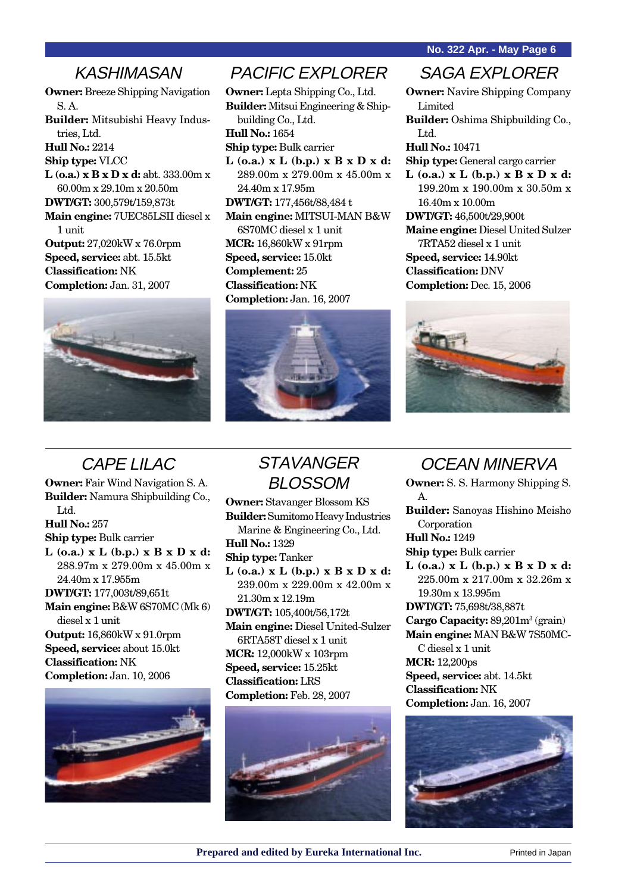## KASHIMASAN

**Owner:** Breeze Shipping Navigation S. A.
**Builder:** Mitsubishi Heavy Industries, Ltd.
**Hull No.:** 2214
**Ship type:** VLCC
**L (o.a.) x B x D x d:** abt. 333.00m x 60.00m x 29.10m x 20.50m
**DWT/GT:** 300,579t/159,873t
**Main engine:** 7UEC85LSII diesel x 1 unit
**Output:** 27,020kW x 76.0rpm
**Speed, service:** abt. 15.5kt
**Classification:** NK
**Completion:** Jan. 31, 2007

## PACIFIC EXPLORER

**Owner:** Lepta Shipping Co., Ltd.
**Builder:** Mitsui Engineering & Shipbuilding Co., Ltd.
**Hull No.:** 1654
**Ship type:** Bulk carrier
**L (o.a.) x L (b.p.) x B x D x d:** 289.00m x 279.00m x 45.00m x 24.40m x 17.95m
**DWT/GT:** 177,456t/88,484 t
**Main engine:** MITSUI-MAN B&W 6S70MC diesel x 1 unit
**MCR:** 16,860kW x 91rpm
**Speed, service:** 15.0kt
**Complement:** 25
**Classification:** NK
**Completion:** Jan. 16, 2007

## SAGA EXPLORER

**Owner:** Navire Shipping Company Limited
**Builder:** Oshima Shipbuilding Co., Ltd.
**Hull No.:** 10471
**Ship type:** General cargo carrier
**L (o.a.) x L (b.p.) x B x D x d:** 199.20m x 190.00m x 30.50m x 16.40m x 10.00m
**DWT/GT:** 46,500t/29,900t
**Maine engine:** Diesel United Sulzer 7RTA52 diesel x 1 unit
**Speed, service:** 14.90kt
**Classification:** DNV
**Completion:** Dec. 15, 2006

## CAPE LILAC

**Owner:** Fair Wind Navigation S. A.
**Builder:** Namura Shipbuilding Co., Ltd.
**Hull No.:** 257
**Ship type:** Bulk carrier
**L (o.a.) x L (b.p.) x B x D x d:** 288.97m x 279.00m x 45.00m x 24.40m x 17.955m
**DWT/GT:** 177,003t/89,651t
**Main engine:** B&W 6S70MC (Mk 6) diesel x 1 unit
**Output:** 16,860kW x 91.0rpm
**Speed, service:** about 15.0kt
**Classification:** NK
**Completion:** Jan. 10, 2006

## STAVANGER BLOSSOM

**Owner:** Stavanger Blossom KS
**Builder:** Sumitomo Heavy Industries Marine & Engineering Co., Ltd.
**Hull No.:** 1329
**Ship type:** Tanker
**L (o.a.) x L (b.p.) x B x D x d:** 239.00m x 229.00m x 42.00m x 21.30m x 12.19m
**DWT/GT:** 105,400t/56,172t
**Main engine:** Diesel United-Sulzer 6RTA58T diesel x 1 unit
**MCR:** 12,000kW x 103rpm
**Speed, service:** 15.25kt
**Classification:** LRS
**Completion:** Feb. 28, 2007

## OCEAN MINERVA

**Owner:** S. S. Harmony Shipping S. A.
**Builder:** Sanoyas Hishino Meisho Corporation
**Hull No.:** 1249
**Ship type:** Bulk carrier
**L (o.a.) x L (b.p.) x B x D x d:** 225.00m x 217.00m x 32.26m x 19.30m x 13.995m
**DWT/GT:** 75,698t/38,887t
**Cargo Capacity:** 89,201m$^3$ (grain)
**Main engine:** MAN B&W 7S50MC-C diesel x 1 unit
**MCR:** 12,200ps
**Speed, service:** abt. 14.5kt
**Classification:** NK
**Completion:** Jan. 16, 2007

**Prepared and edited by Eureka International Inc.** Printed in Japan